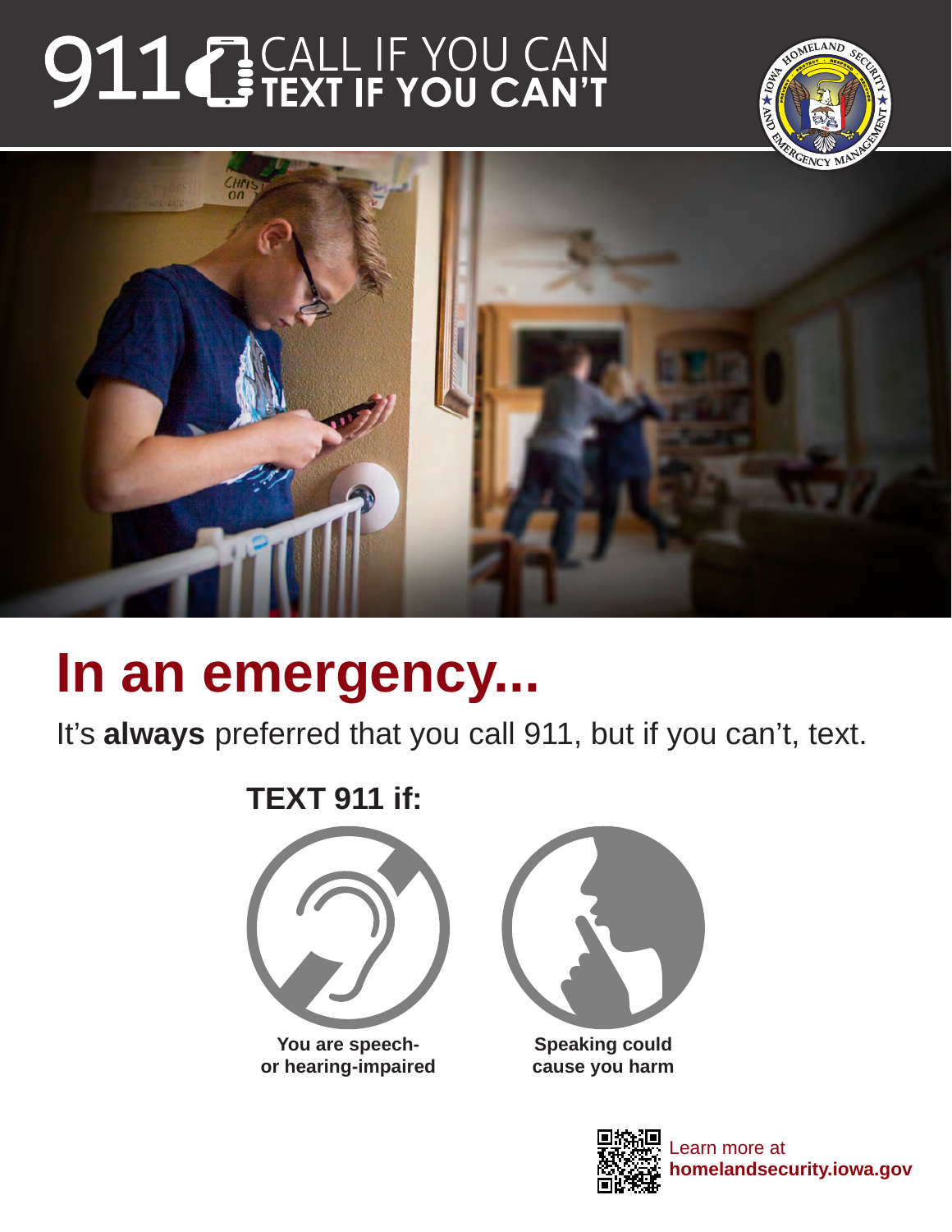# 911 CALL IF YOU CAN TEXT IF YOU CAN'T

## In an emergency...

It's **always** preferred that you call 911, but if you can't, text.

**TEXT 911 if:**

**You are speech- or hearing-impaired**

**Speaking could cause you harm**

Learn more at **homelandsecurity.iowa.gov**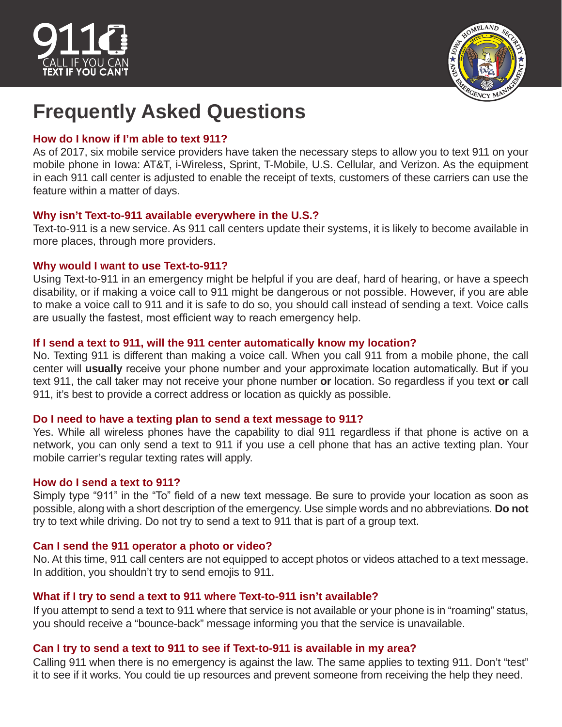911 CALL IF YOU CAN TEXT IF YOU CAN'T

# Frequently Asked Questions

### How do I know if I'm able to text 911?

As of 2017, six mobile service providers have taken the necessary steps to allow you to text 911 on your mobile phone in Iowa: AT&T, i-Wireless, Sprint, T-Mobile, U.S. Cellular, and Verizon. As the equipment in each 911 call center is adjusted to enable the receipt of texts, customers of these carriers can use the feature within a matter of days.

### Why isn't Text-to-911 available everywhere in the U.S.?

Text-to-911 is a new service. As 911 call centers update their systems, it is likely to become available in more places, through more providers.

### Why would I want to use Text-to-911?

Using Text-to-911 in an emergency might be helpful if you are deaf, hard of hearing, or have a speech disability, or if making a voice call to 911 might be dangerous or not possible. However, if you are able to make a voice call to 911 and it is safe to do so, you should call instead of sending a text. Voice calls are usually the fastest, most efficient way to reach emergency help.

### If I send a text to 911, will the 911 center automatically know my location?

No. Texting 911 is different than making a voice call. When you call 911 from a mobile phone, the call center will **usually** receive your phone number and your approximate location automatically. But if you text 911, the call taker may not receive your phone number **or** location. So regardless if you text **or** call 911, it's best to provide a correct address or location as quickly as possible.

### Do I need to have a texting plan to send a text message to 911?

Yes. While all wireless phones have the capability to dial 911 regardless if that phone is active on a network, you can only send a text to 911 if you use a cell phone that has an active texting plan. Your mobile carrier's regular texting rates will apply.

### How do I send a text to 911?

Simply type "911" in the "To" field of a new text message. Be sure to provide your location as soon as possible, along with a short description of the emergency. Use simple words and no abbreviations. **Do not** try to text while driving. Do not try to send a text to 911 that is part of a group text.

### Can I send the 911 operator a photo or video?

No. At this time, 911 call centers are not equipped to accept photos or videos attached to a text message. In addition, you shouldn't try to send emojis to 911.

### What if I try to send a text to 911 where Text-to-911 isn't available?

If you attempt to send a text to 911 where that service is not available or your phone is in "roaming" status, you should receive a "bounce-back" message informing you that the service is unavailable.

### Can I try to send a text to 911 to see if Text-to-911 is available in my area?

Calling 911 when there is no emergency is against the law. The same applies to texting 911. Don't "test" it to see if it works. You could tie up resources and prevent someone from receiving the help they need.